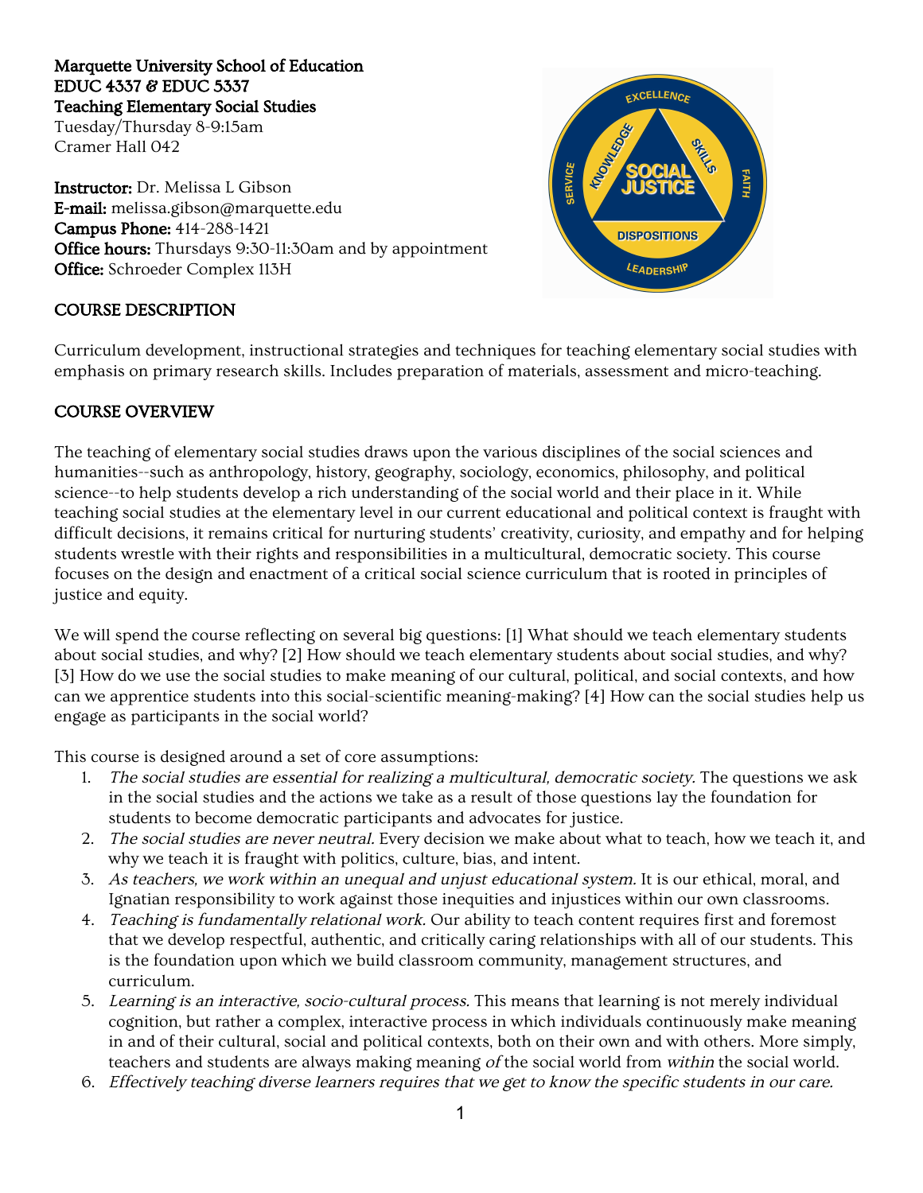**Marquette University School of Education**
**EDUC 4337 & EDUC 5337**
**Teaching Elementary Social Studies**
Tuesday/Thursday 8-9:15am
Cramer Hall 042

**Instructor:** Dr. Melissa L Gibson
**E-mail:** melissa.gibson@marquette.edu
**Campus Phone:** 414-288-1421
**Office hours:** Thursdays 9:30-11:30am and by appointment
**Office:** Schroeder Complex 113H

## COURSE DESCRIPTION

Curriculum development, instructional strategies and techniques for teaching elementary social studies with emphasis on primary research skills. Includes preparation of materials, assessment and micro-teaching.

## COURSE OVERVIEW

The teaching of elementary social studies draws upon the various disciplines of the social sciences and humanities--such as anthropology, history, geography, sociology, economics, philosophy, and political science--to help students develop a rich understanding of the social world and their place in it. While teaching social studies at the elementary level in our current educational and political context is fraught with difficult decisions, it remains critical for nurturing students' creativity, curiosity, and empathy and for helping students wrestle with their rights and responsibilities in a multicultural, democratic society. This course focuses on the design and enactment of a critical social science curriculum that is rooted in principles of justice and equity.

We will spend the course reflecting on several big questions: [1] What should we teach elementary students about social studies, and why? [2] How should we teach elementary students about social studies, and why? [3] How do we use the social studies to make meaning of our cultural, political, and social contexts, and how can we apprentice students into this social-scientific meaning-making? [4] How can the social studies help us engage as participants in the social world?

This course is designed around a set of core assumptions:

1. *The social studies are essential for realizing a multicultural, democratic society.* The questions we ask in the social studies and the actions we take as a result of those questions lay the foundation for students to become democratic participants and advocates for justice.
2. *The social studies are never neutral.* Every decision we make about what to teach, how we teach it, and why we teach it is fraught with politics, culture, bias, and intent.
3. *As teachers, we work within an unequal and unjust educational system.* It is our ethical, moral, and Ignatian responsibility to work against those inequities and injustices within our own classrooms.
4. *Teaching is fundamentally relational work.* Our ability to teach content requires first and foremost that we develop respectful, authentic, and critically caring relationships with all of our students. This is the foundation upon which we build classroom community, management structures, and curriculum.
5. *Learning is an interactive, socio-cultural process.* This means that learning is not merely individual cognition, but rather a complex, interactive process in which individuals continuously make meaning in and of their cultural, social and political contexts, both on their own and with others. More simply, teachers and students are always making meaning *of* the social world from *within* the social world.
6. *Effectively teaching diverse learners requires that we get to know the specific students in our care.*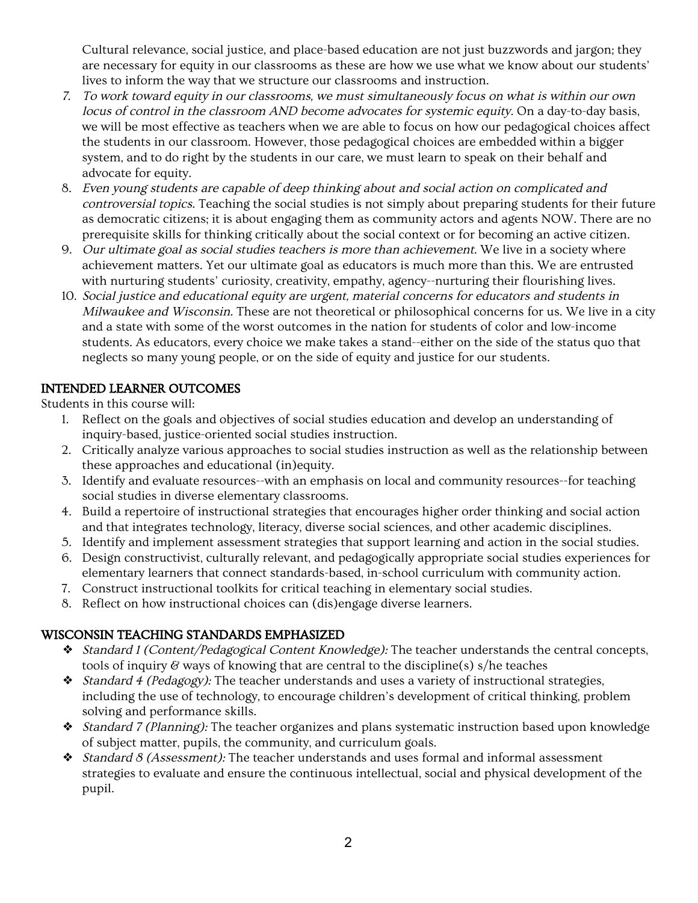Cultural relevance, social justice, and place-based education are not just buzzwords and jargon; they are necessary for equity in our classrooms as these are how we use what we know about our students' lives to inform the way that we structure our classrooms and instruction.

7. *To work toward equity in our classrooms, we must simultaneously focus on what is within our own locus of control in the classroom AND become advocates for systemic equity.* On a day-to-day basis, we will be most effective as teachers when we are able to focus on how our pedagogical choices affect the students in our classroom. However, those pedagogical choices are embedded within a bigger system, and to do right by the students in our care, we must learn to speak on their behalf and advocate for equity.
8. *Even young students are capable of deep thinking about and social action on complicated and controversial topics.* Teaching the social studies is not simply about preparing students for their future as democratic citizens; it is about engaging them as community actors and agents NOW. There are no prerequisite skills for thinking critically about the social context or for becoming an active citizen.
9. *Our ultimate goal as social studies teachers is more than achievement.* We live in a society where achievement matters. Yet our ultimate goal as educators is much more than this. We are entrusted with nurturing students' curiosity, creativity, empathy, agency--nurturing their flourishing lives.
10. *Social justice and educational equity are urgent, material concerns for educators and students in Milwaukee and Wisconsin.* These are not theoretical or philosophical concerns for us. We live in a city and a state with some of the worst outcomes in the nation for students of color and low-income students. As educators, every choice we make takes a stand--either on the side of the status quo that neglects so many young people, or on the side of equity and justice for our students.

## INTENDED LEARNER OUTCOMES

Students in this course will:

1. Reflect on the goals and objectives of social studies education and develop an understanding of inquiry-based, justice-oriented social studies instruction.
2. Critically analyze various approaches to social studies instruction as well as the relationship between these approaches and educational (in)equity.
3. Identify and evaluate resources--with an emphasis on local and community resources--for teaching social studies in diverse elementary classrooms.
4. Build a repertoire of instructional strategies that encourages higher order thinking and social action and that integrates technology, literacy, diverse social sciences, and other academic disciplines.
5. Identify and implement assessment strategies that support learning and action in the social studies.
6. Design constructivist, culturally relevant, and pedagogically appropriate social studies experiences for elementary learners that connect standards-based, in-school curriculum with community action.
7. Construct instructional toolkits for critical teaching in elementary social studies.
8. Reflect on how instructional choices can (dis)engage diverse learners.

## WISCONSIN TEACHING STANDARDS EMPHASIZED

- *Standard 1 (Content/Pedagogical Content Knowledge):* The teacher understands the central concepts, tools of inquiry & ways of knowing that are central to the discipline(s) s/he teaches
- *Standard 4 (Pedagogy):* The teacher understands and uses a variety of instructional strategies, including the use of technology, to encourage children's development of critical thinking, problem solving and performance skills.
- *Standard 7 (Planning):* The teacher organizes and plans systematic instruction based upon knowledge of subject matter, pupils, the community, and curriculum goals.
- *Standard 8 (Assessment):* The teacher understands and uses formal and informal assessment strategies to evaluate and ensure the continuous intellectual, social and physical development of the pupil.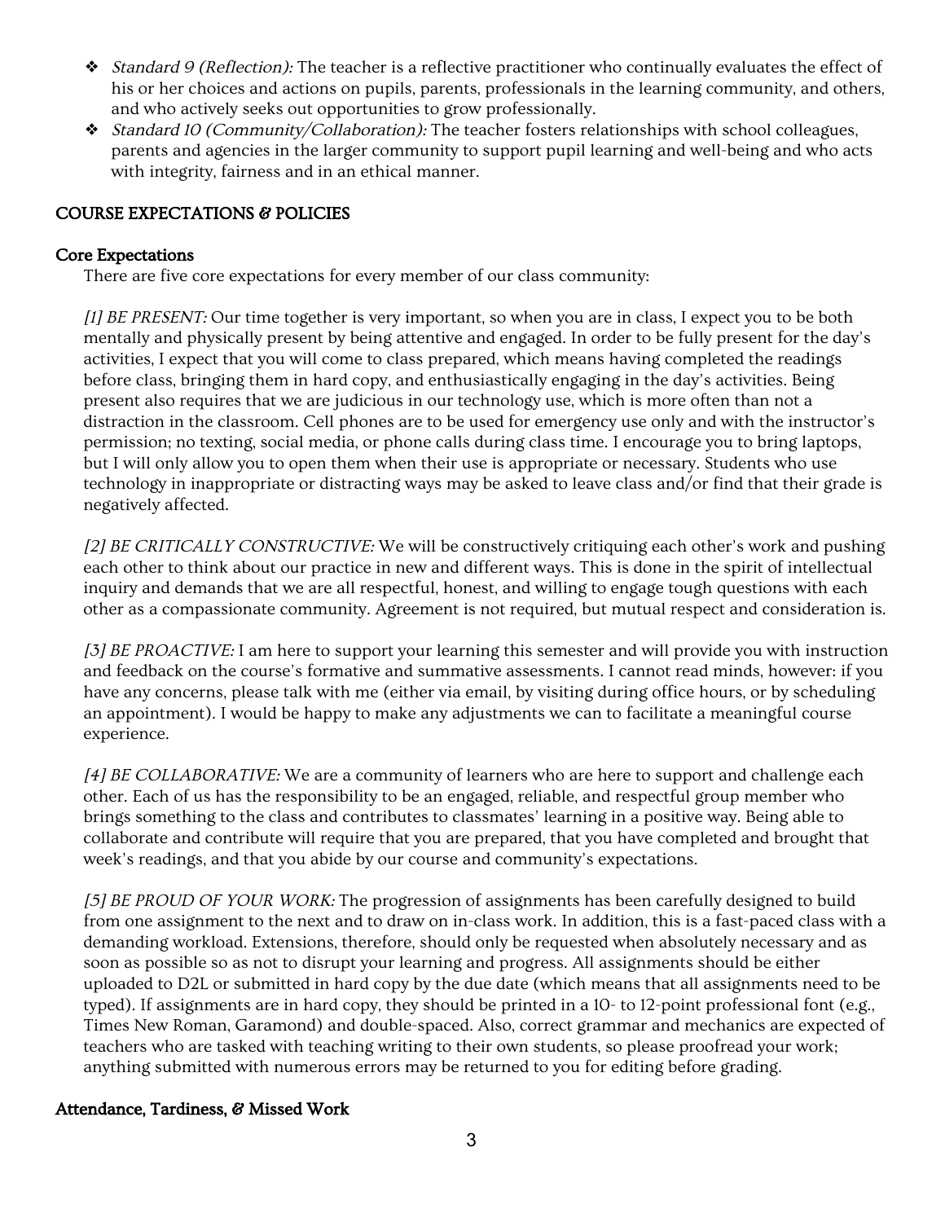- *Standard 9 (Reflection):* The teacher is a reflective practitioner who continually evaluates the effect of his or her choices and actions on pupils, parents, professionals in the learning community, and others, and who actively seeks out opportunities to grow professionally.
- *Standard 10 (Community/Collaboration):* The teacher fosters relationships with school colleagues, parents and agencies in the larger community to support pupil learning and well-being and who acts with integrity, fairness and in an ethical manner.

## COURSE EXPECTATIONS & POLICIES

### Core Expectations

There are five core expectations for every member of our class community:

*[1] BE PRESENT:* Our time together is very important, so when you are in class, I expect you to be both mentally and physically present by being attentive and engaged. In order to be fully present for the day's activities, I expect that you will come to class prepared, which means having completed the readings before class, bringing them in hard copy, and enthusiastically engaging in the day's activities. Being present also requires that we are judicious in our technology use, which is more often than not a distraction in the classroom. Cell phones are to be used for emergency use only and with the instructor's permission; no texting, social media, or phone calls during class time. I encourage you to bring laptops, but I will only allow you to open them when their use is appropriate or necessary. Students who use technology in inappropriate or distracting ways may be asked to leave class and/or find that their grade is negatively affected.

*[2] BE CRITICALLY CONSTRUCTIVE:* We will be constructively critiquing each other's work and pushing each other to think about our practice in new and different ways. This is done in the spirit of intellectual inquiry and demands that we are all respectful, honest, and willing to engage tough questions with each other as a compassionate community. Agreement is not required, but mutual respect and consideration is.

*[3] BE PROACTIVE:* I am here to support your learning this semester and will provide you with instruction and feedback on the course's formative and summative assessments. I cannot read minds, however: if you have any concerns, please talk with me (either via email, by visiting during office hours, or by scheduling an appointment). I would be happy to make any adjustments we can to facilitate a meaningful course experience.

*[4] BE COLLABORATIVE:* We are a community of learners who are here to support and challenge each other. Each of us has the responsibility to be an engaged, reliable, and respectful group member who brings something to the class and contributes to classmates' learning in a positive way. Being able to collaborate and contribute will require that you are prepared, that you have completed and brought that week's readings, and that you abide by our course and community's expectations.

*[5] BE PROUD OF YOUR WORK:* The progression of assignments has been carefully designed to build from one assignment to the next and to draw on in-class work. In addition, this is a fast-paced class with a demanding workload. Extensions, therefore, should only be requested when absolutely necessary and as soon as possible so as not to disrupt your learning and progress. All assignments should be either uploaded to D2L or submitted in hard copy by the due date (which means that all assignments need to be typed). If assignments are in hard copy, they should be printed in a 10- to 12-point professional font (e.g., Times New Roman, Garamond) and double-spaced. Also, correct grammar and mechanics are expected of teachers who are tasked with teaching writing to their own students, so please proofread your work; anything submitted with numerous errors may be returned to you for editing before grading.

### Attendance, Tardiness, & Missed Work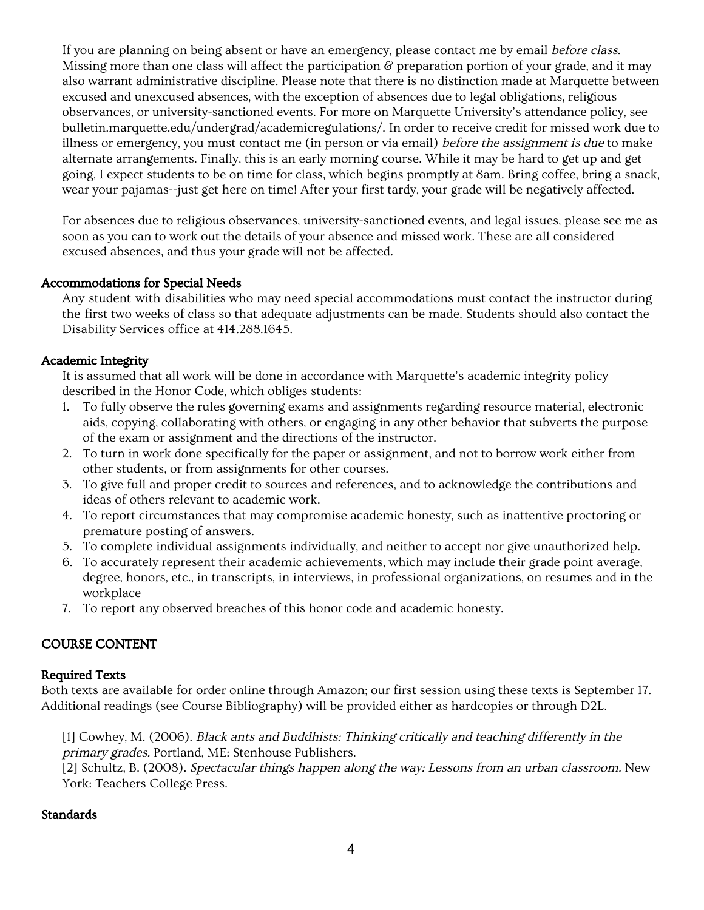If you are planning on being absent or have an emergency, please contact me by email *before class*. Missing more than one class will affect the participation & preparation portion of your grade, and it may also warrant administrative discipline. Please note that there is no distinction made at Marquette between excused and unexcused absences, with the exception of absences due to legal obligations, religious observances, or university-sanctioned events. For more on Marquette University's attendance policy, see bulletin.marquette.edu/undergrad/academicregulations/. In order to receive credit for missed work due to illness or emergency, you must contact me (in person or via email) *before the assignment is due* to make alternate arrangements. Finally, this is an early morning course. While it may be hard to get up and get going, I expect students to be on time for class, which begins promptly at 8am. Bring coffee, bring a snack, wear your pajamas--just get here on time! After your first tardy, your grade will be negatively affected.

For absences due to religious observances, university-sanctioned events, and legal issues, please see me as soon as you can to work out the details of your absence and missed work. These are all considered excused absences, and thus your grade will not be affected.

### Accommodations for Special Needs

Any student with disabilities who may need special accommodations must contact the instructor during the first two weeks of class so that adequate adjustments can be made. Students should also contact the Disability Services office at 414.288.1645.

### Academic Integrity

It is assumed that all work will be done in accordance with Marquette's academic integrity policy described in the Honor Code, which obliges students:

1. To fully observe the rules governing exams and assignments regarding resource material, electronic aids, copying, collaborating with others, or engaging in any other behavior that subverts the purpose of the exam or assignment and the directions of the instructor.
2. To turn in work done specifically for the paper or assignment, and not to borrow work either from other students, or from assignments for other courses.
3. To give full and proper credit to sources and references, and to acknowledge the contributions and ideas of others relevant to academic work.
4. To report circumstances that may compromise academic honesty, such as inattentive proctoring or premature posting of answers.
5. To complete individual assignments individually, and neither to accept nor give unauthorized help.
6. To accurately represent their academic achievements, which may include their grade point average, degree, honors, etc., in transcripts, in interviews, in professional organizations, on resumes and in the workplace
7. To report any observed breaches of this honor code and academic honesty.

## COURSE CONTENT

### Required Texts

Both texts are available for order online through Amazon; our first session using these texts is September 17. Additional readings (see Course Bibliography) will be provided either as hardcopies or through D2L.

[1] Cowhey, M. (2006). *Black ants and Buddhists: Thinking critically and teaching differently in the primary grades.* Portland, ME: Stenhouse Publishers.
[2] Schultz, B. (2008). *Spectacular things happen along the way: Lessons from an urban classroom.* New York: Teachers College Press.

### Standards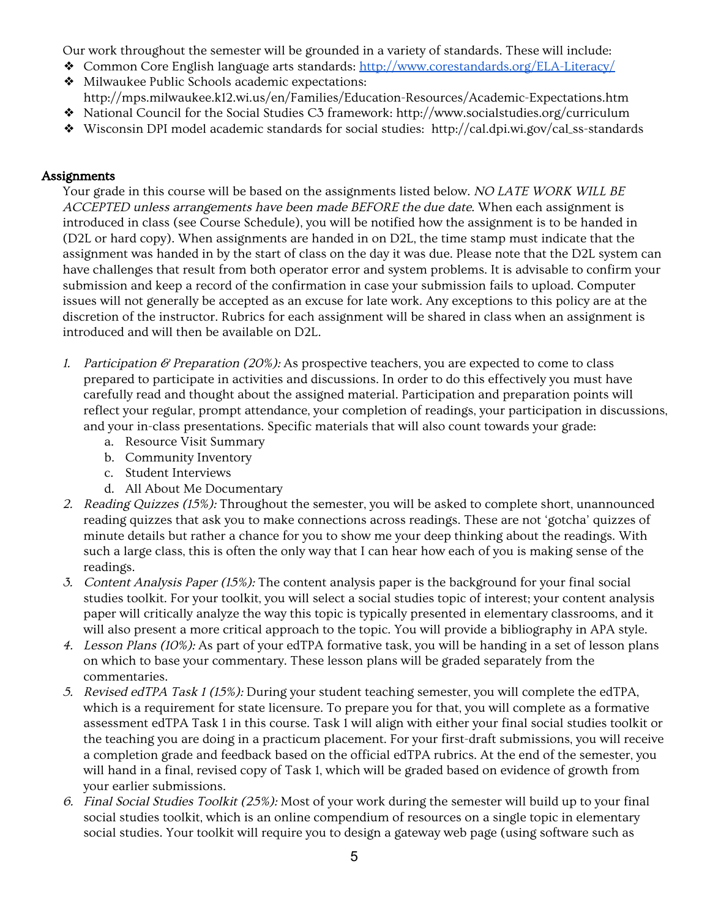Our work throughout the semester will be grounded in a variety of standards. These will include:

- Common Core English language arts standards: http://www.corestandards.org/ELA-Literacy/
- Milwaukee Public Schools academic expectations: http://mps.milwaukee.k12.wi.us/en/Families/Education-Resources/Academic-Expectations.htm
- National Council for the Social Studies C3 framework: http://www.socialstudies.org/curriculum
- Wisconsin DPI model academic standards for social studies: http://cal.dpi.wi.gov/cal_ss-standards

## Assignments

Your grade in this course will be based on the assignments listed below. *NO LATE WORK WILL BE ACCEPTED unless arrangements have been made BEFORE the due date*. When each assignment is introduced in class (see Course Schedule), you will be notified how the assignment is to be handed in (D2L or hard copy). When assignments are handed in on D2L, the time stamp must indicate that the assignment was handed in by the start of class on the day it was due. Please note that the D2L system can have challenges that result from both operator error and system problems. It is advisable to confirm your submission and keep a record of the confirmation in case your submission fails to upload. Computer issues will not generally be accepted as an excuse for late work. Any exceptions to this policy are at the discretion of the instructor. Rubrics for each assignment will be shared in class when an assignment is introduced and will then be available on D2L.

1. *Participation & Preparation (20%):* As prospective teachers, you are expected to come to class prepared to participate in activities and discussions. In order to do this effectively you must have carefully read and thought about the assigned material. Participation and preparation points will reflect your regular, prompt attendance, your completion of readings, your participation in discussions, and your in-class presentations. Specific materials that will also count towards your grade:
   a. Resource Visit Summary
   b. Community Inventory
   c. Student Interviews
   d. All About Me Documentary
2. *Reading Quizzes (15%):* Throughout the semester, you will be asked to complete short, unannounced reading quizzes that ask you to make connections across readings. These are not 'gotcha' quizzes of minute details but rather a chance for you to show me your deep thinking about the readings. With such a large class, this is often the only way that I can hear how each of you is making sense of the readings.
3. *Content Analysis Paper (15%):* The content analysis paper is the background for your final social studies toolkit. For your toolkit, you will select a social studies topic of interest; your content analysis paper will critically analyze the way this topic is typically presented in elementary classrooms, and it will also present a more critical approach to the topic. You will provide a bibliography in APA style.
4. *Lesson Plans (10%):* As part of your edTPA formative task, you will be handing in a set of lesson plans on which to base your commentary. These lesson plans will be graded separately from the commentaries.
5. *Revised edTPA Task 1 (15%):* During your student teaching semester, you will complete the edTPA, which is a requirement for state licensure. To prepare you for that, you will complete as a formative assessment edTPA Task 1 in this course. Task 1 will align with either your final social studies toolkit or the teaching you are doing in a practicum placement. For your first-draft submissions, you will receive a completion grade and feedback based on the official edTPA rubrics. At the end of the semester, you will hand in a final, revised copy of Task 1, which will be graded based on evidence of growth from your earlier submissions.
6. *Final Social Studies Toolkit (25%):* Most of your work during the semester will build up to your final social studies toolkit, which is an online compendium of resources on a single topic in elementary social studies. Your toolkit will require you to design a gateway web page (using software such as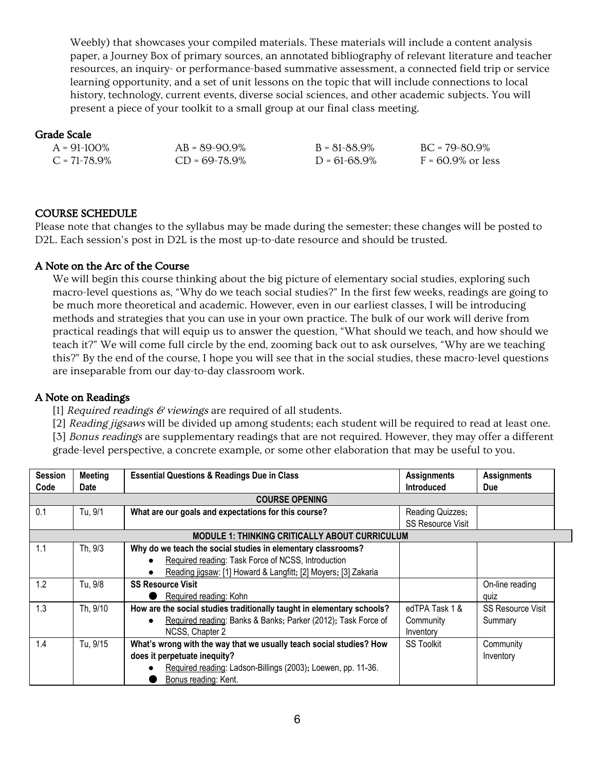Weebly) that showcases your compiled materials. These materials will include a content analysis paper, a Journey Box of primary sources, an annotated bibliography of relevant literature and teacher resources, an inquiry- or performance-based summative assessment, a connected field trip or service learning opportunity, and a set of unit lessons on the topic that will include connections to local history, technology, current events, diverse social sciences, and other academic subjects. You will present a piece of your toolkit to a small group at our final class meeting.

### Grade Scale

| | | | |
|---|---|---|---|
| A = 91-100% | AB = 89-90.9% | B = 81-88.9% | BC = 79-80.9% |
| C = 71-78.9% | CD = 69-78.9% | D = 61-68.9% | F = 60.9% or less |

## COURSE SCHEDULE

Please note that changes to the syllabus may be made during the semester; these changes will be posted to D2L. Each session's post in D2L is the most up-to-date resource and should be trusted.

### A Note on the Arc of the Course

We will begin this course thinking about the big picture of elementary social studies, exploring such macro-level questions as, "Why do we teach social studies?" In the first few weeks, readings are going to be much more theoretical and academic. However, even in our earliest classes, I will be introducing methods and strategies that you can use in your own practice. The bulk of our work will derive from practical readings that will equip us to answer the question, "What should we teach, and how should we teach it?" We will come full circle by the end, zooming back out to ask ourselves, "Why are we teaching this?" By the end of the course, I hope you will see that in the social studies, these macro-level questions are inseparable from our day-to-day classroom work.

### A Note on Readings

[1] *Required readings & viewings* are required of all students.
[2] *Reading jigsaws* will be divided up among students; each student will be required to read at least one.
[3] *Bonus readings* are supplementary readings that are not required. However, they may offer a different grade-level perspective, a concrete example, or some other elaboration that may be useful to you.

| Session Code | Meeting Date | Essential Questions & Readings Due in Class | Assignments Introduced | Assignments Due |
|---|---|---|---|---|
| | | **COURSE OPENING** | | |
| 0.1 | Tu, 9/1 | **What are our goals and expectations for this course?** | Reading Quizzes; SS Resource Visit | |
| | | **MODULE 1: THINKING CRITICALLY ABOUT CURRICULUM** | | |
| 1.1 | Th, 9/3 | **Why do we teach the social studies in elementary classrooms?**<br>● Required reading: Task Force of NCSS, Introduction<br>● Reading jigsaw: [1] Howard & Langfitt; [2] Moyers; [3] Zakaria | | |
| 1.2 | Tu, 9/8 | **SS Resource Visit**<br>● Required reading: Kohn | | On-line reading quiz |
| 1.3 | Th, 9/10 | **How are the social studies traditionally taught in elementary schools?**<br>● Required reading: Banks & Banks; Parker (2012); Task Force of NCSS, Chapter 2 | edTPA Task 1 & Community Inventory | SS Resource Visit Summary |
| 1.4 | Tu, 9/15 | **What's wrong with the way that we usually teach social studies? How does it perpetuate inequity?**<br>● Required reading: Ladson-Billings (2003); Loewen, pp. 11-36.<br>● Bonus reading: Kent. | SS Toolkit | Community Inventory |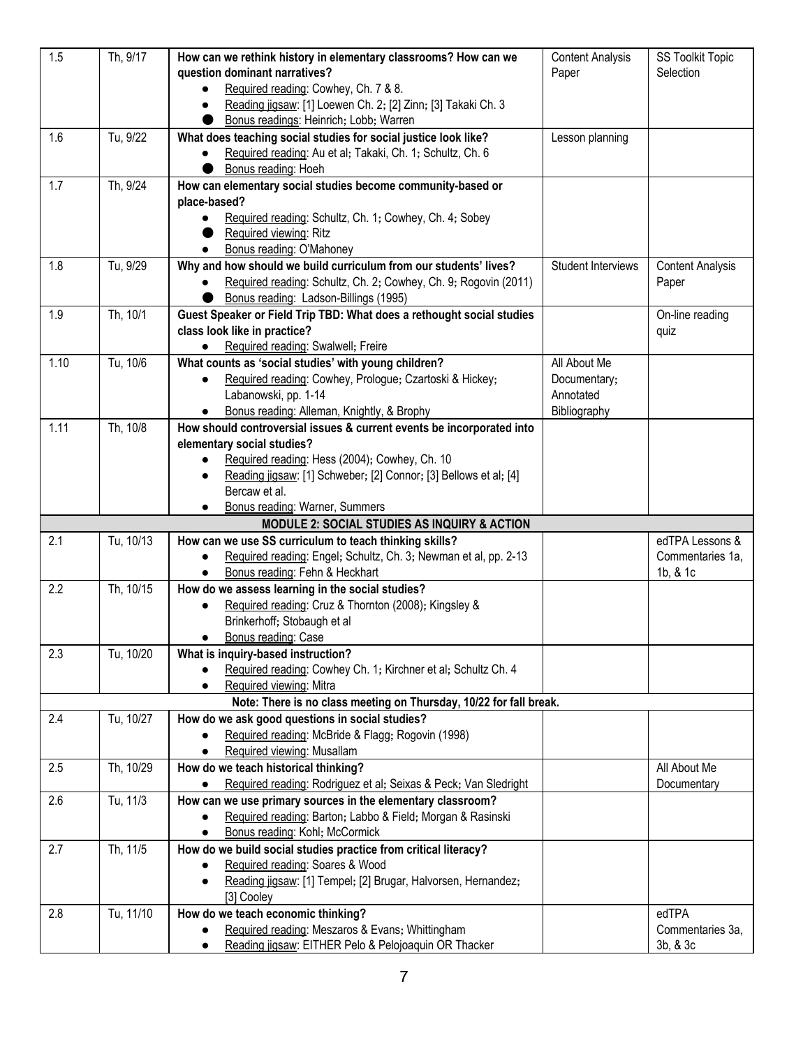| | | | | |
|---|---|---|---|---|
| 1.5 | Th, 9/17 | **How can we rethink history in elementary classrooms? How can we question dominant narratives?**<br>• Required reading: Cowhey, Ch. 7 & 8.<br>• Reading jigsaw: [1] Loewen Ch. 2; [2] Zinn; [3] Takaki Ch. 3<br>• Bonus readings: Heinrich; Lobb; Warren | Content Analysis Paper | SS Toolkit Topic Selection |
| 1.6 | Tu, 9/22 | **What does teaching social studies for social justice look like?**<br>• Required reading: Au et al; Takaki, Ch. 1; Schultz, Ch. 6<br>• Bonus reading: Hoeh | Lesson planning | |
| 1.7 | Th, 9/24 | **How can elementary social studies become community-based or place-based?**<br>• Required reading: Schultz, Ch. 1; Cowhey, Ch. 4; Sobey<br>• Required viewing: Ritz<br>• Bonus reading: O'Mahoney | | |
| 1.8 | Tu, 9/29 | **Why and how should we build curriculum from our students' lives?**<br>• Required reading: Schultz, Ch. 2; Cowhey, Ch. 9; Rogovin (2011)<br>• Bonus reading: Ladson-Billings (1995) | Student Interviews | Content Analysis Paper |
| 1.9 | Th, 10/1 | **Guest Speaker or Field Trip TBD: What does a rethought social studies class look like in practice?**<br>• Required reading: Swalwell; Freire | | On-line reading quiz |
| 1.10 | Tu, 10/6 | **What counts as 'social studies' with young children?**<br>• Required reading: Cowhey, Prologue; Czartoski & Hickey; Labanowski, pp. 1-14<br>• Bonus reading: Alleman, Knightly, & Brophy | All About Me Documentary; Annotated Bibliography | |
| 1.11 | Th, 10/8 | **How should controversial issues & current events be incorporated into elementary social studies?**<br>• Required reading: Hess (2004); Cowhey, Ch. 10<br>• Reading jigsaw: [1] Schweber; [2] Connor; [3] Bellows et al; [4] Bercaw et al.<br>• Bonus reading: Warner, Summers | | |
| | | **MODULE 2: SOCIAL STUDIES AS INQUIRY & ACTION** | | |
| 2.1 | Tu, 10/13 | **How can we use SS curriculum to teach thinking skills?**<br>• Required reading: Engel; Schultz, Ch. 3; Newman et al, pp. 2-13<br>• Bonus reading: Fehn & Heckhart | | edTPA Lessons & Commentaries 1a, 1b, & 1c |
| 2.2 | Th, 10/15 | **How do we assess learning in the social studies?**<br>• Required reading: Cruz & Thornton (2008); Kingsley & Brinkerhoff; Stobaugh et al<br>• Bonus reading: Case | | |
| 2.3 | Tu, 10/20 | **What is inquiry-based instruction?**<br>• Required reading: Cowhey Ch. 1; Kirchner et al; Schultz Ch. 4<br>• Required viewing: Mitra | | |
| | | **Note: There is no class meeting on Thursday, 10/22 for fall break.** | | |
| 2.4 | Tu, 10/27 | **How do we ask good questions in social studies?**<br>• Required reading: McBride & Flagg; Rogovin (1998)<br>• Required viewing: Musallam | | |
| 2.5 | Th, 10/29 | **How do we teach historical thinking?**<br>• Required reading: Rodriguez et al; Seixas & Peck; Van Sledright | | All About Me Documentary |
| 2.6 | Tu, 11/3 | **How can we use primary sources in the elementary classroom?**<br>• Required reading: Barton; Labbo & Field; Morgan & Rasinski<br>• Bonus reading: Kohl; McCormick | | |
| 2.7 | Th, 11/5 | **How do we build social studies practice from critical literacy?**<br>• Required reading: Soares & Wood<br>• Reading jigsaw: [1] Tempel; [2] Brugar, Halvorsen, Hernandez; [3] Cooley | | |
| 2.8 | Tu, 11/10 | **How do we teach economic thinking?**<br>• Required reading: Meszaros & Evans; Whittingham<br>• Reading jigsaw: EITHER Pelo & Pelojoaquin OR Thacker | | edTPA Commentaries 3a, 3b, & 3c |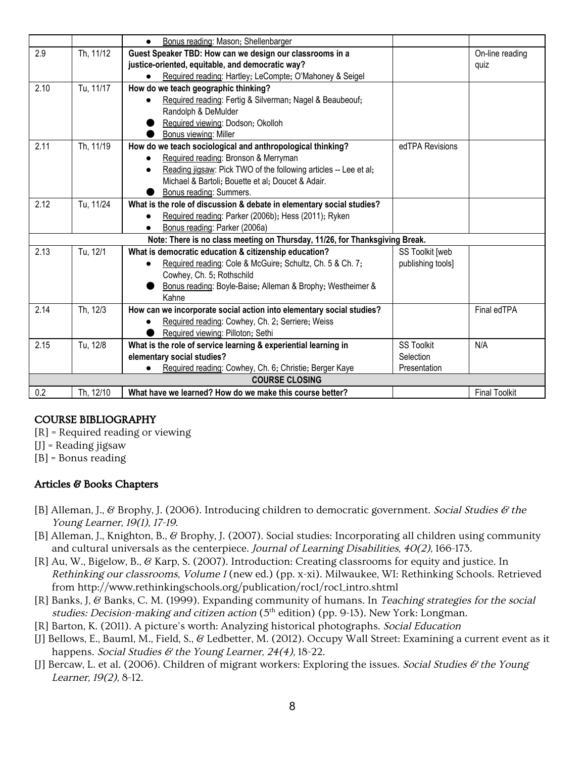| | | | | |
|---|---|---|---|---|
| | | • Bonus reading: Mason; Shellenbarger | | |
| 2.9 | Th, 11/12 | **Guest Speaker TBD: How can we design our classrooms in a justice-oriented, equitable, and democratic way?** <br> • Required reading: Hartley; LeCompte; O'Mahoney & Seigel | | On-line reading quiz |
| 2.10 | Tu, 11/17 | **How do we teach geographic thinking?** <br> • Required reading: Fertig & Silverman; Nagel & Beaubeouf; Randolph & DeMulder <br> • Required viewing: Dodson; Okolloh <br> • Bonus viewing: Miller | | |
| 2.11 | Th, 11/19 | **How do we teach sociological and anthropological thinking?** <br> • Required reading: Bronson & Merryman <br> • Reading jigsaw: Pick TWO of the following articles -- Lee et al; Michael & Bartoli; Bouette et al; Doucet & Adair. <br> • Bonus reading: Summers. | edTPA Revisions | |
| 2.12 | Tu, 11/24 | **What is the role of discussion & debate in elementary social studies?** <br> • Required reading: Parker (2006b); Hess (2011); Ryken <br> • Bonus reading: Parker (2006a) | | |
| | | **Note: There is no class meeting on Thursday, 11/26, for Thanksgiving Break.** | | |
| 2.13 | Tu, 12/1 | **What is democratic education & citizenship education?** <br> • Required reading: Cole & McGuire; Schultz, Ch. 5 & Ch. 7; Cowhey, Ch. 5; Rothschild <br> • Bonus reading: Boyle-Baise; Alleman & Brophy; Westheimer & Kahne | SS Toolkit [web publishing tools] | |
| 2.14 | Th, 12/3 | **How can we incorporate social action into elementary social studies?** <br> • Required reading: Cowhey, Ch. 2; Serriere; Weiss <br> • Required viewing: Pilloton; Sethi | | Final edTPA |
| 2.15 | Tu, 12/8 | **What is the role of service learning & experiential learning in elementary social studies?** <br> • Required reading: Cowhey, Ch. 6; Christie; Berger Kaye | SS Toolkit Selection Presentation | N/A |
| | | **COURSE CLOSING** | | |
| 0.2 | Th, 12/10 | **What have we learned? How do we make this course better?** | | Final Toolkit |

## COURSE BIBLIOGRAPHY

[R] = Required reading or viewing
[J] = Reading jigsaw
[B] = Bonus reading

### Articles & Books Chapters

[B] Alleman, J., & Brophy, J. (2006). Introducing children to democratic government. *Social Studies & the Young Learner, 19(1), 17-19.*

[B] Alleman, J., Knighton, B., & Brophy, J. (2007). Social studies: Incorporating all children using community and cultural universals as the centerpiece. *Journal of Learning Disabilities, 40(2),* 166-173.

[R] Au, W., Bigelow, B., & Karp, S. (2007). Introduction: Creating classrooms for equity and justice. In *Rethinking our classrooms, Volume 1* (new ed.) (pp. x-xi). Milwaukee, WI: Rethinking Schools. Retrieved from http://www.rethinkingschools.org/publication/roc1/roc1_intro.shtml

[R] Banks, J, & Banks, C. M. (1999). Expanding community of humans. In *Teaching strategies for the social studies: Decision-making and citizen action* (5th edition) (pp. 9-13). New York: Longman.

[R] Barton, K. (2011). A picture's worth: Analyzing historical photographs. *Social Education*

[J] Bellows, E., Bauml, M., Field, S., & Ledbetter, M. (2012). Occupy Wall Street: Examining a current event as it happens. *Social Studies & the Young Learner, 24(4),* 18-22.

[J] Bercaw, L. et al. (2006). Children of migrant workers: Exploring the issues. *Social Studies & the Young Learner, 19(2),* 8-12.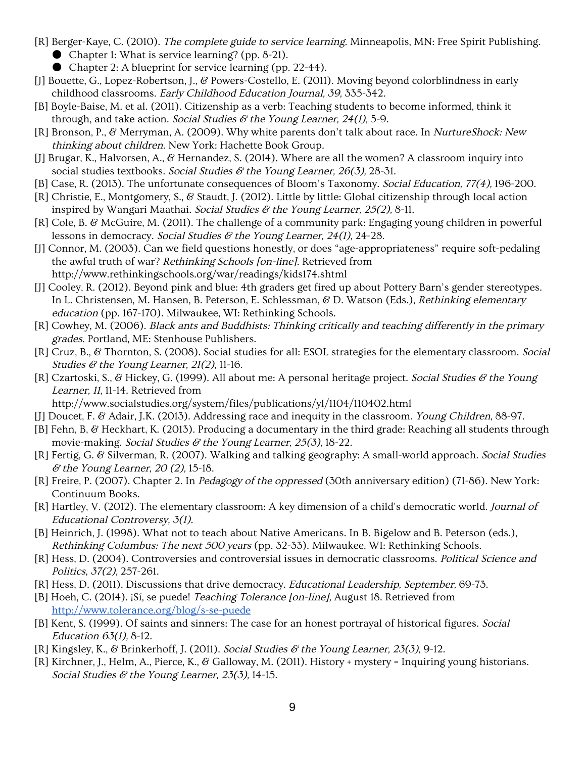[R] Berger-Kaye, C. (2010). *The complete guide to service learning*. Minneapolis, MN: Free Spirit Publishing.

- Chapter 1: What is service learning? (pp. 8-21).
- Chapter 2: A blueprint for service learning (pp. 22-44).

[J] Bouette, G., Lopez-Robertson, J., & Powers-Costello, E. (2011). Moving beyond colorblindness in early childhood classrooms. *Early Childhood Education Journal, 39,* 335-342.

[B] Boyle-Baise, M. et al. (2011). Citizenship as a verb: Teaching students to become informed, think it through, and take action. *Social Studies & the Young Learner, 24(1),* 5-9.

[R] Bronson, P., & Merryman, A. (2009). Why white parents don't talk about race. In *NurtureShock: New thinking about children.* New York: Hachette Book Group.

[J] Brugar, K., Halvorsen, A., & Hernandez, S. (2014). Where are all the women? A classroom inquiry into social studies textbooks. *Social Studies & the Young Learner, 26(3),* 28-31.

[B] Case, R. (2013). The unfortunate consequences of Bloom's Taxonomy. *Social Education, 77(4),* 196-200.

[R] Christie, E., Montgomery, S., & Staudt, J. (2012). Little by little: Global citizenship through local action inspired by Wangari Maathai. *Social Studies & the Young Learner, 25(2),* 8-11.

[R] Cole, B. & McGuire, M. (2011). The challenge of a community park: Engaging young children in powerful lessons in democracy. *Social Studies & the Young Learner, 24(1),* 24-28.

[J] Connor, M. (2003). Can we field questions honestly, or does "age-appropriateness" require soft-pedaling the awful truth of war? *Rethinking Schools [on-line].* Retrieved from http://www.rethinkingschools.org/war/readings/kids174.shtml

[J] Cooley, R. (2012). Beyond pink and blue: 4th graders get fired up about Pottery Barn's gender stereotypes. In L. Christensen, M. Hansen, B. Peterson, E. Schlessman, & D. Watson (Eds.), *Rethinking elementary education* (pp. 167-170). Milwaukee, WI: Rethinking Schools.

[R] Cowhey, M. (2006). *Black ants and Buddhists: Thinking critically and teaching differently in the primary grades*. Portland, ME: Stenhouse Publishers.

[R] Cruz, B., & Thornton, S. (2008). Social studies for all: ESOL strategies for the elementary classroom. *Social Studies & the Young Learner, 21(2),* 11-16.

[R] Czartoski, S., & Hickey, G. (1999). All about me: A personal heritage project. *Social Studies & the Young Learner, 11,* 11-14. Retrieved from http://www.socialstudies.org/system/files/publications/yl/1104/110402.html

[J] Doucet, F. & Adair, J.K. (2013). Addressing race and inequity in the classroom. *Young Children,* 88-97.

[B] Fehn, B, & Heckhart, K. (2013). Producing a documentary in the third grade: Reaching all students through movie-making. *Social Studies & the Young Learner, 25(3),* 18-22.

[R] Fertig, G. & Silverman, R. (2007). Walking and talking geography: A small-world approach. *Social Studies & the Young Learner, 20 (2),* 15-18.

[R] Freire, P. (2007). Chapter 2. In *Pedagogy of the oppressed* (30th anniversary edition) (71-86). New York: Continuum Books.

[R] Hartley, V. (2012). The elementary classroom: A key dimension of a child's democratic world. *Journal of Educational Controversy, 3(1).*

[B] Heinrich, J. (1998). What not to teach about Native Americans. In B. Bigelow and B. Peterson (eds.), *Rethinking Columbus: The next 500 years* (pp. 32-33). Milwaukee, WI: Rethinking Schools.

[R] Hess, D. (2004). Controversies and controversial issues in democratic classrooms. *Political Science and Politics, 37(2),* 257-261.

[R] Hess, D. (2011). Discussions that drive democracy. *Educational Leadership, September,* 69-73.

[B] Hoeh, C. (2014). ¡Sí, se puede! *Teaching Tolerance [on-line],* August 18. Retrieved from http://www.tolerance.org/blog/s-se-puede

[B] Kent, S. (1999). Of saints and sinners: The case for an honest portrayal of historical figures. *Social Education 63(1),* 8-12.

[R] Kingsley, K., & Brinkerhoff, J. (2011). *Social Studies & the Young Learner, 23(3),* 9-12.

[R] Kirchner, J., Helm, A., Pierce, K., & Galloway, M. (2011). History + mystery = Inquiring young historians. *Social Studies & the Young Learner, 23(3),* 14-15.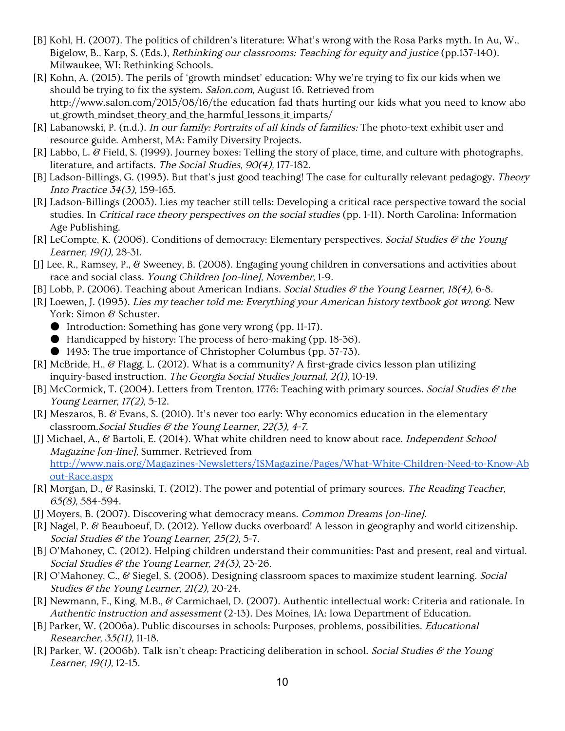[B] Kohl, H. (2007). The politics of children's literature: What's wrong with the Rosa Parks myth. In Au, W., Bigelow, B., Karp, S. (Eds.), *Rethinking our classrooms: Teaching for equity and justice* (pp.137-140). Milwaukee, WI: Rethinking Schools.

[R] Kohn, A. (2015). The perils of 'growth mindset' education: Why we're trying to fix our kids when we should be trying to fix the system. *Salon.com,* August 16. Retrieved from http://www.salon.com/2015/08/16/the_education_fad_thats_hurting_our_kids_what_you_need_to_know_about_growth_mindset_theory_and_the_harmful_lessons_it_imparts/

[R] Labanowski, P. (n.d.). *In our family: Portraits of all kinds of families:* The photo-text exhibit user and resource guide. Amherst, MA: Family Diversity Projects.

[R] Labbo, L. & Field, S. (1999). Journey boxes: Telling the story of place, time, and culture with photographs, literature, and artifacts. *The Social Studies, 90(4),* 177-182.

[B] Ladson-Billings, G. (1995). But that's just good teaching! The case for culturally relevant pedagogy. *Theory Into Practice 34(3),* 159-165.

[R] Ladson-Billings (2003). Lies my teacher still tells: Developing a critical race perspective toward the social studies. In *Critical race theory perspectives on the social studies* (pp. 1-11). North Carolina: Information Age Publishing.

[R] LeCompte, K. (2006). Conditions of democracy: Elementary perspectives. *Social Studies & the Young Learner, 19(1),* 28-31.

[J] Lee, R., Ramsey, P., & Sweeney, B. (2008). Engaging young children in conversations and activities about race and social class. *Young Children [on-line], November,* 1-9.

[B] Lobb, P. (2006). Teaching about American Indians. *Social Studies & the Young Learner, 18(4),* 6-8.

[R] Loewen, J. (1995). *Lies my teacher told me: Everything your American history textbook got wrong*. New York: Simon & Schuster.

- Introduction: Something has gone very wrong (pp. 11-17).
- Handicapped by history: The process of hero-making (pp. 18-36).
- 1493: The true importance of Christopher Columbus (pp. 37-73).

[R] McBride, H., & Flagg, L. (2012). What is a community? A first-grade civics lesson plan utilizing inquiry-based instruction. *The Georgia Social Studies Journal, 2(1),* 10-19.

[B] McCormick, T. (2004). Letters from Trenton, 1776: Teaching with primary sources. *Social Studies & the Young Learner, 17(2),* 5-12.

[R] Meszaros, B. & Evans, S. (2010). It's never too early: Why economics education in the elementary classroom.*Social Studies & the Young Learner, 22(3), 4-7.*

[J] Michael, A., & Bartoli, E. (2014). What white children need to know about race. *Independent School Magazine [on-line],* Summer. Retrieved from http://www.nais.org/Magazines-Newsletters/ISMagazine/Pages/What-White-Children-Need-to-Know-About-Race.aspx

[R] Morgan, D., & Rasinski, T. (2012). The power and potential of primary sources. *The Reading Teacher, 65(8),* 584-594.

[J] Moyers, B. (2007). Discovering what democracy means. *Common Dreams [on-line].*

[R] Nagel, P. & Beauboeuf, D. (2012). Yellow ducks overboard! A lesson in geography and world citizenship. *Social Studies & the Young Learner, 25(2),* 5-7.

[B] O'Mahoney, C. (2012). Helping children understand their communities: Past and present, real and virtual. *Social Studies & the Young Learner, 24(3),* 23-26.

[R] O'Mahoney, C., & Siegel, S. (2008). Designing classroom spaces to maximize student learning. *Social Studies & the Young Learner, 21(2),* 20-24.

[R] Newmann, F., King, M.B., & Carmichael, D. (2007). Authentic intellectual work: Criteria and rationale. In *Authentic instruction and assessment* (2-13). Des Moines, IA: Iowa Department of Education.

[B] Parker, W. (2006a). Public discourses in schools: Purposes, problems, possibilities. *Educational Researcher, 35(11),* 11-18.

[R] Parker, W. (2006b). Talk isn't cheap: Practicing deliberation in school. *Social Studies & the Young Learner, 19(1),* 12-15.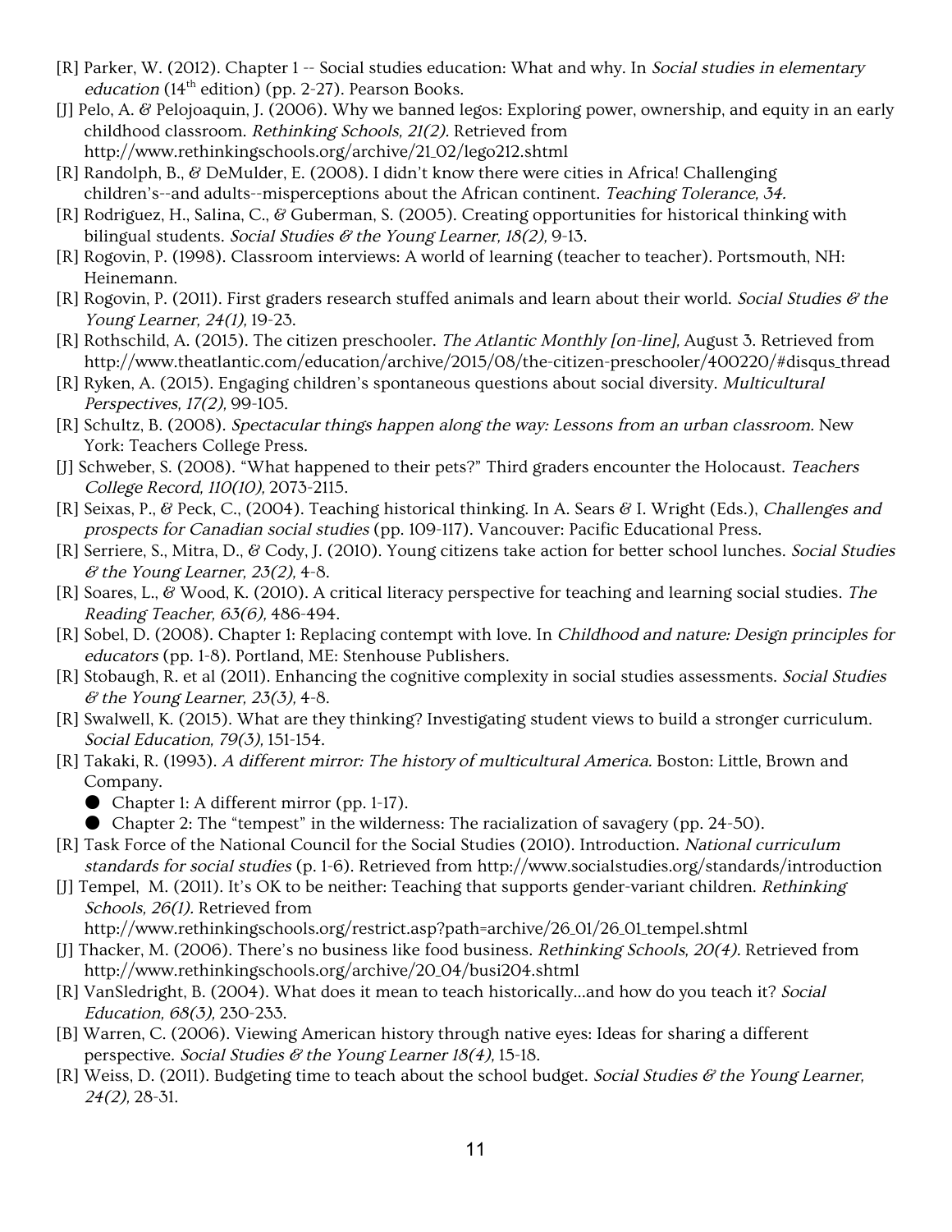[R] Parker, W. (2012). Chapter 1 -- Social studies education: What and why. In *Social studies in elementary education* (14th edition) (pp. 2-27). Pearson Books.

[J] Pelo, A. & Pelojoaquin, J. (2006). Why we banned legos: Exploring power, ownership, and equity in an early childhood classroom. *Rethinking Schools, 21(2).* Retrieved from http://www.rethinkingschools.org/archive/21_02/lego212.shtml

[R] Randolph, B., & DeMulder, E. (2008). I didn't know there were cities in Africa! Challenging children's--and adults--misperceptions about the African continent. *Teaching Tolerance, 34.*

[R] Rodriguez, H., Salina, C., & Guberman, S. (2005). Creating opportunities for historical thinking with bilingual students. *Social Studies & the Young Learner, 18(2),* 9-13.

[R] Rogovin, P. (1998). Classroom interviews: A world of learning (teacher to teacher). Portsmouth, NH: Heinemann.

[R] Rogovin, P. (2011). First graders research stuffed animals and learn about their world. *Social Studies & the Young Learner, 24(1),* 19-23.

[R] Rothschild, A. (2015). The citizen preschooler. *The Atlantic Monthly [on-line],* August 3. Retrieved from http://www.theatlantic.com/education/archive/2015/08/the-citizen-preschooler/400220/#disqus_thread

[R] Ryken, A. (2015). Engaging children's spontaneous questions about social diversity. *Multicultural Perspectives, 17(2),* 99-105.

[R] Schultz, B. (2008). *Spectacular things happen along the way: Lessons from an urban classroom.* New York: Teachers College Press.

[J] Schweber, S. (2008). "What happened to their pets?" Third graders encounter the Holocaust. *Teachers College Record, 110(10),* 2073-2115.

[R] Seixas, P., & Peck, C., (2004). Teaching historical thinking. In A. Sears & I. Wright (Eds.), *Challenges and prospects for Canadian social studies* (pp. 109-117). Vancouver: Pacific Educational Press.

[R] Serriere, S., Mitra, D., & Cody, J. (2010). Young citizens take action for better school lunches. *Social Studies & the Young Learner, 23(2),* 4-8.

[R] Soares, L., & Wood, K. (2010). A critical literacy perspective for teaching and learning social studies. *The Reading Teacher, 63(6),* 486-494.

[R] Sobel, D. (2008). Chapter 1: Replacing contempt with love. In *Childhood and nature: Design principles for educators* (pp. 1-8). Portland, ME: Stenhouse Publishers.

[R] Stobaugh, R. et al (2011). Enhancing the cognitive complexity in social studies assessments. *Social Studies & the Young Learner, 23(3),* 4-8.

[R] Swalwell, K. (2015). What are they thinking? Investigating student views to build a stronger curriculum. *Social Education, 79(3),* 151-154.

[R] Takaki, R. (1993). *A different mirror: The history of multicultural America.* Boston: Little, Brown and Company.
- Chapter 1: A different mirror (pp. 1-17).
- Chapter 2: The "tempest" in the wilderness: The racialization of savagery (pp. 24-50).

[R] Task Force of the National Council for the Social Studies (2010). Introduction. *National curriculum standards for social studies* (p. 1-6). Retrieved from http://www.socialstudies.org/standards/introduction

[J] Tempel, M. (2011). It's OK to be neither: Teaching that supports gender-variant children. *Rethinking Schools, 26(1).* Retrieved from http://www.rethinkingschools.org/restrict.asp?path=archive/26_01/26_01_tempel.shtml

[J] Thacker, M. (2006). There's no business like food business. *Rethinking Schools, 20(4).* Retrieved from http://www.rethinkingschools.org/archive/20_04/busi204.shtml

[R] VanSledright, B. (2004). What does it mean to teach historically...and how do you teach it? *Social Education, 68(3),* 230-233.

[B] Warren, C. (2006). Viewing American history through native eyes: Ideas for sharing a different perspective. *Social Studies & the Young Learner 18(4),* 15-18.

[R] Weiss, D. (2011). Budgeting time to teach about the school budget. *Social Studies & the Young Learner, 24(2),* 28-31.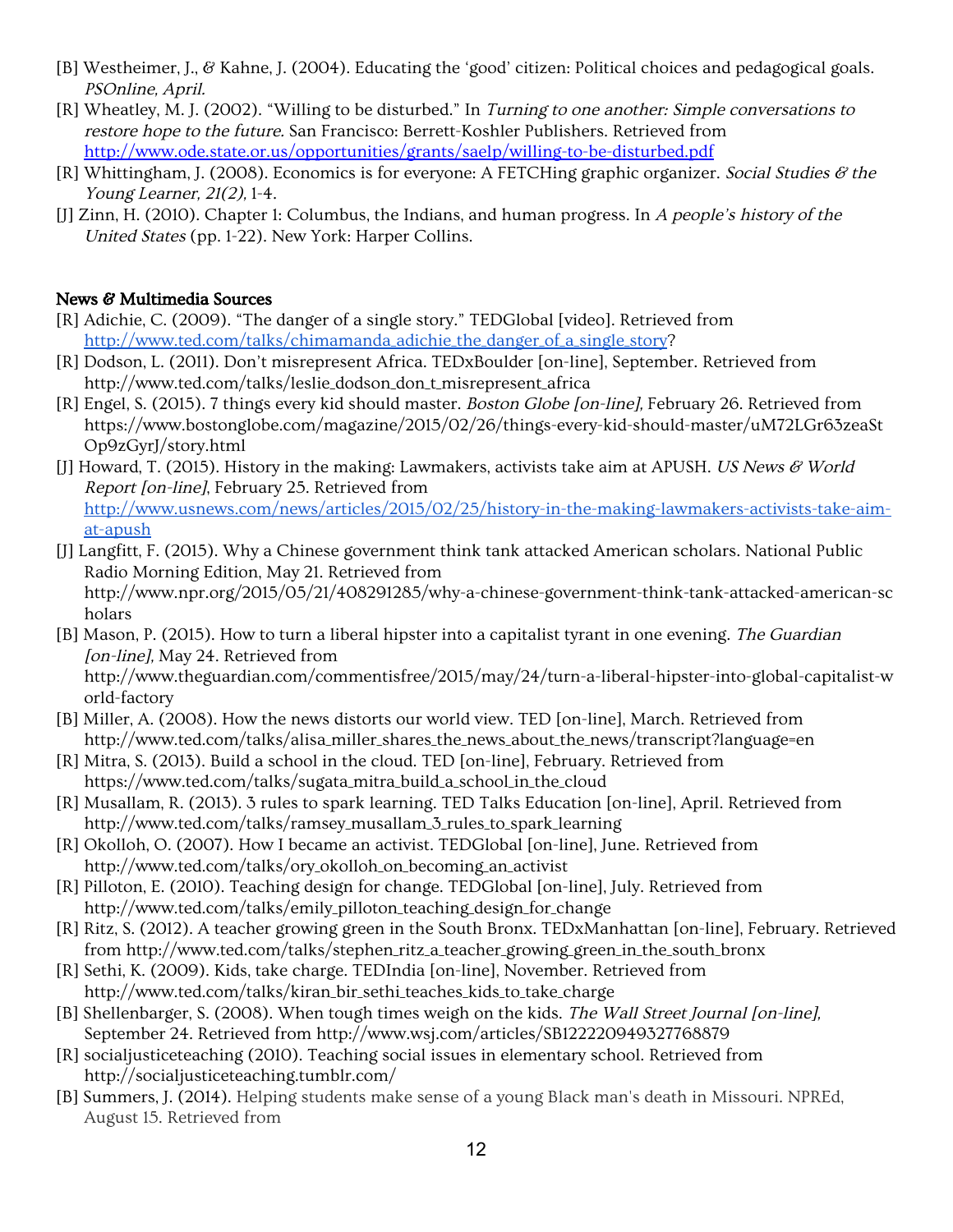[B] Westheimer, J., & Kahne, J. (2004). Educating the 'good' citizen: Political choices and pedagogical goals. *PSOnline, April.*

[R] Wheatley, M. J. (2002). "Willing to be disturbed." In *Turning to one another: Simple conversations to restore hope to the future.* San Francisco: Berrett-Koshler Publishers. Retrieved from http://www.ode.state.or.us/opportunities/grants/saelp/willing-to-be-disturbed.pdf

[R] Whittingham, J. (2008). Economics is for everyone: A FETCHing graphic organizer. *Social Studies & the Young Learner, 21(2),* 1-4.

[J] Zinn, H. (2010). Chapter 1: Columbus, the Indians, and human progress. In *A people's history of the United States* (pp. 1-22). New York: Harper Collins.

## News & Multimedia Sources

[R] Adichie, C. (2009). "The danger of a single story." TEDGlobal [video]. Retrieved from http://www.ted.com/talks/chimamanda_adichie_the_danger_of_a_single_story?

[R] Dodson, L. (2011). Don't misrepresent Africa. TEDxBoulder [on-line], September. Retrieved from http://www.ted.com/talks/leslie_dodson_don_t_misrepresent_africa

[R] Engel, S. (2015). 7 things every kid should master. *Boston Globe [on-line],* February 26. Retrieved from https://www.bostonglobe.com/magazine/2015/02/26/things-every-kid-should-master/uM72LGr63zeaStOp9zGyrJ/story.html

[J] Howard, T. (2015). History in the making: Lawmakers, activists take aim at APUSH. *US News & World Report [on-line]*, February 25. Retrieved from http://www.usnews.com/news/articles/2015/02/25/history-in-the-making-lawmakers-activists-take-aim-at-apush

[J] Langfitt, F. (2015). Why a Chinese government think tank attacked American scholars. National Public Radio Morning Edition, May 21. Retrieved from http://www.npr.org/2015/05/21/408291285/why-a-chinese-government-think-tank-attacked-american-scholars

[B] Mason, P. (2015). How to turn a liberal hipster into a capitalist tyrant in one evening. *The Guardian [on-line],* May 24. Retrieved from http://www.theguardian.com/commentisfree/2015/may/24/turn-a-liberal-hipster-into-global-capitalist-world-factory

[B] Miller, A. (2008). How the news distorts our world view. TED [on-line], March. Retrieved from http://www.ted.com/talks/alisa_miller_shares_the_news_about_the_news/transcript?language=en

[R] Mitra, S. (2013). Build a school in the cloud. TED [on-line], February. Retrieved from https://www.ted.com/talks/sugata_mitra_build_a_school_in_the_cloud

[R] Musallam, R. (2013). 3 rules to spark learning. TED Talks Education [on-line], April. Retrieved from http://www.ted.com/talks/ramsey_musallam_3_rules_to_spark_learning

[R] Okolloh, O. (2007). How I became an activist. TEDGlobal [on-line], June. Retrieved from http://www.ted.com/talks/ory_okolloh_on_becoming_an_activist

[R] Pilloton, E. (2010). Teaching design for change. TEDGlobal [on-line], July. Retrieved from http://www.ted.com/talks/emily_pilloton_teaching_design_for_change

[R] Ritz, S. (2012). A teacher growing green in the South Bronx. TEDxManhattan [on-line], February. Retrieved from http://www.ted.com/talks/stephen_ritz_a_teacher_growing_green_in_the_south_bronx

[R] Sethi, K. (2009). Kids, take charge. TEDIndia [on-line], November. Retrieved from http://www.ted.com/talks/kiran_bir_sethi_teaches_kids_to_take_charge

[B] Shellenbarger, S. (2008). When tough times weigh on the kids. *The Wall Street Journal [on-line],* September 24. Retrieved from http://www.wsj.com/articles/SB122220949327768879

[R] socialjusticeteaching (2010). Teaching social issues in elementary school. Retrieved from http://socialjusticeteaching.tumblr.com/

[B] Summers, J. (2014). Helping students make sense of a young Black man's death in Missouri. NPREd, August 15. Retrieved from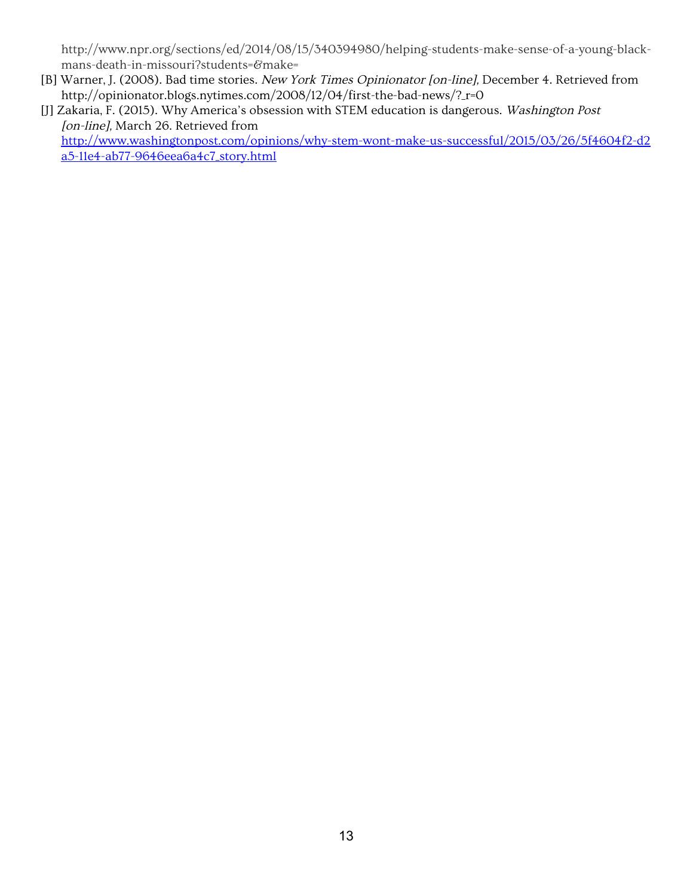http://www.npr.org/sections/ed/2014/08/15/340394980/helping-students-make-sense-of-a-young-black-mans-death-in-missouri?students=&make=

[B] Warner, J. (2008). Bad time stories. *New York Times Opinionator [on-line]*, December 4. Retrieved from http://opinionator.blogs.nytimes.com/2008/12/04/first-the-bad-news/?_r=0

[J] Zakaria, F. (2015). Why America's obsession with STEM education is dangerous. *Washington Post [on-line]*, March 26. Retrieved from http://www.washingtonpost.com/opinions/why-stem-wont-make-us-successful/2015/03/26/5f4604f2-d2a5-11e4-ab77-9646eea6a4c7_story.html